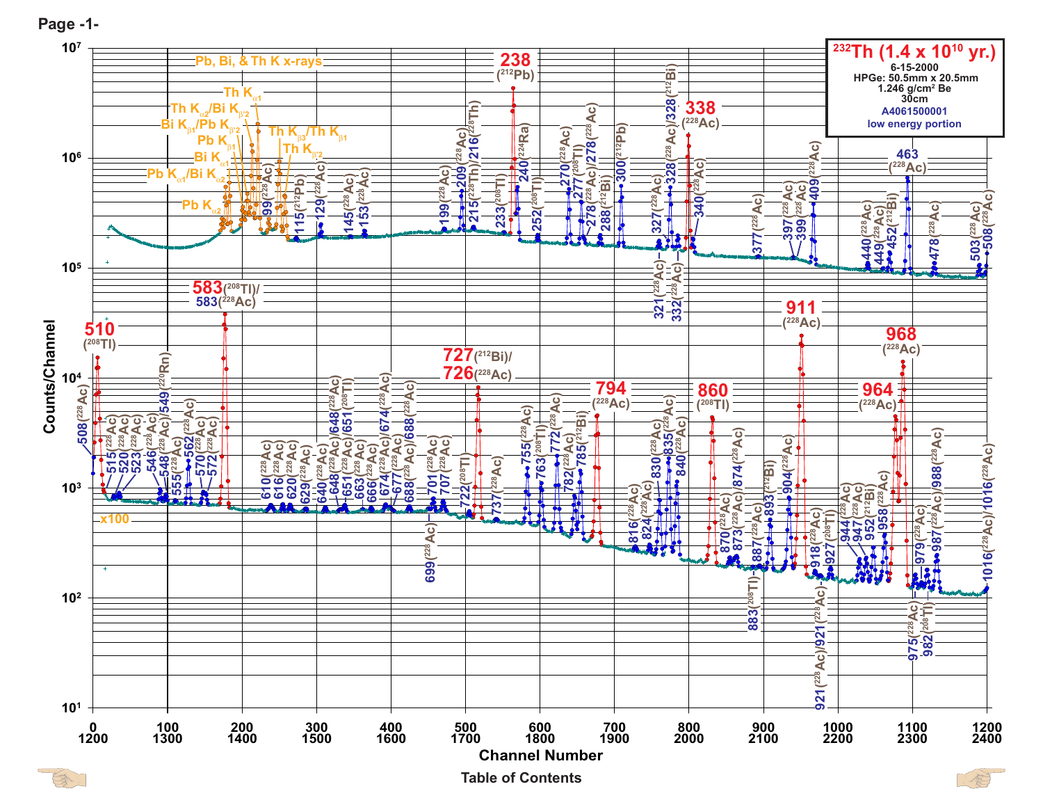Page -1-

## $^{232}$Th (1.4 x 10$^{10}$ yr.)

6-15-2000
HPGe: 50.5mm x 20.5mm
1.246 g/cm$^2$ Be
30cm
A4061500001
low energy portion

Pb, Bi, & Th K x-rays

Th K$_{\alpha1}$ · Th K$_{\alpha2}$/Bi K$_{\beta'2}$ · Bi K$_{\beta1}$/Pb K$_{\beta'2}$ · Pb K$_{\beta1}$ · Bi K$_{\alpha1}$ · Pb K$_{\alpha1}$/Bi K$_{\alpha2}$ · Pb K$_{\alpha2}$ · Th K$_{\beta3}$/Th K$_{\beta1}$ · Th K$_{\beta'2}$

Upper trace (channels 0–1200): 99($^{228}$Ac), 115($^{212}$Pb), 129($^{228}$Ac), 145($^{228}$Ac), 153($^{228}$Ac), 199($^{228}$Ac), 209($^{228}$Ac), 215($^{228}$Th)/216($^{228}$Th), 233($^{208}$Tl), **238 ($^{212}$Pb)**, 240($^{224}$Ra), 252($^{208}$Tl), 270($^{228}$Ac), 277($^{208}$Tl), 278($^{228}$Ac)/278($^{228}$Ac), 288($^{212}$Bi), 300($^{212}$Pb), 321($^{228}$Ac), 327($^{228}$Ac), 328($^{228}$Ac)/328($^{212}$Bi), 332($^{228}$Ac), **338 ($^{228}$Ac)**, 340($^{228}$Ac), 377($^{228}$Ac), 397($^{228}$Ac), 399($^{228}$Ac), 409($^{228}$Ac), 440($^{228}$Ac), 449($^{228}$Ac), 452($^{212}$Bi), 463($^{228}$Ac), 478($^{228}$Ac), 503($^{228}$Ac), 508($^{228}$Ac)

Lower trace (channels 1200–2400, x100): 508($^{228}$Ac), **510 ($^{208}$Tl)**, 515($^{228}$Ac), 520($^{228}$Ac), 523($^{228}$Ac), 546($^{228}$Ac), 548($^{228}$Ac)/549($^{220}$Rn), 555($^{228}$Ac), 562($^{228}$Ac), 570($^{228}$Ac), 572($^{228}$Ac), **583($^{208}$Tl)/ 583($^{228}$Ac)**, 610($^{228}$Ac), 616($^{228}$Ac), 620($^{228}$Ac), 629($^{228}$Ac), 640($^{228}$Ac), 648($^{228}$Ac)/648($^{228}$Ac), 651($^{228}$Ac)/651($^{208}$Tl), 663($^{228}$Ac), 666($^{228}$Ac), 674($^{228}$Ac)/674($^{228}$Ac), 677($^{228}$Ac), 688($^{228}$Ac)/688($^{228}$Ac), 699($^{228}$Ac), 701($^{228}$Ac), 707($^{228}$Ac), 722($^{208}$Tl), **727($^{212}$Bi)/ 726($^{228}$Ac)**, 737($^{228}$Ac), 755($^{228}$Ac), 763($^{208}$Tl), 772($^{228}$Ac), 782($^{228}$Ac), 785($^{212}$Bi), **794 ($^{228}$Ac)**, 816($^{228}$Ac), 824($^{228}$Ac), 830($^{228}$Ac), 835($^{228}$Ac), 840($^{228}$Ac), **860 ($^{208}$Tl)**, 870($^{228}$Ac), 873($^{228}$Ac)/874($^{228}$Ac), 883($^{208}$Tl), 887($^{228}$Ac), 893($^{212}$Bi), 904($^{228}$Ac), **911 ($^{228}$Ac)**, 918($^{228}$Ac), 921($^{228}$Ac)/921($^{228}$Ac), 927($^{208}$Tl), 944($^{228}$Ac), 947($^{228}$Ac), 952($^{212}$Bi), 958($^{228}$Ac), **964 ($^{228}$Ac)**, **968 ($^{228}$Ac)**, 975($^{228}$Ac), 979($^{228}$Ac), 982($^{208}$Tl), 987($^{228}$Ac)/988($^{228}$Ac), 1016($^{228}$Ac)/1016($^{228}$Ac)

x100

Counts/Channel ($10^1$ – $10^7$)

Channel Number (0–1200 / 1200–2400)

Table of Contents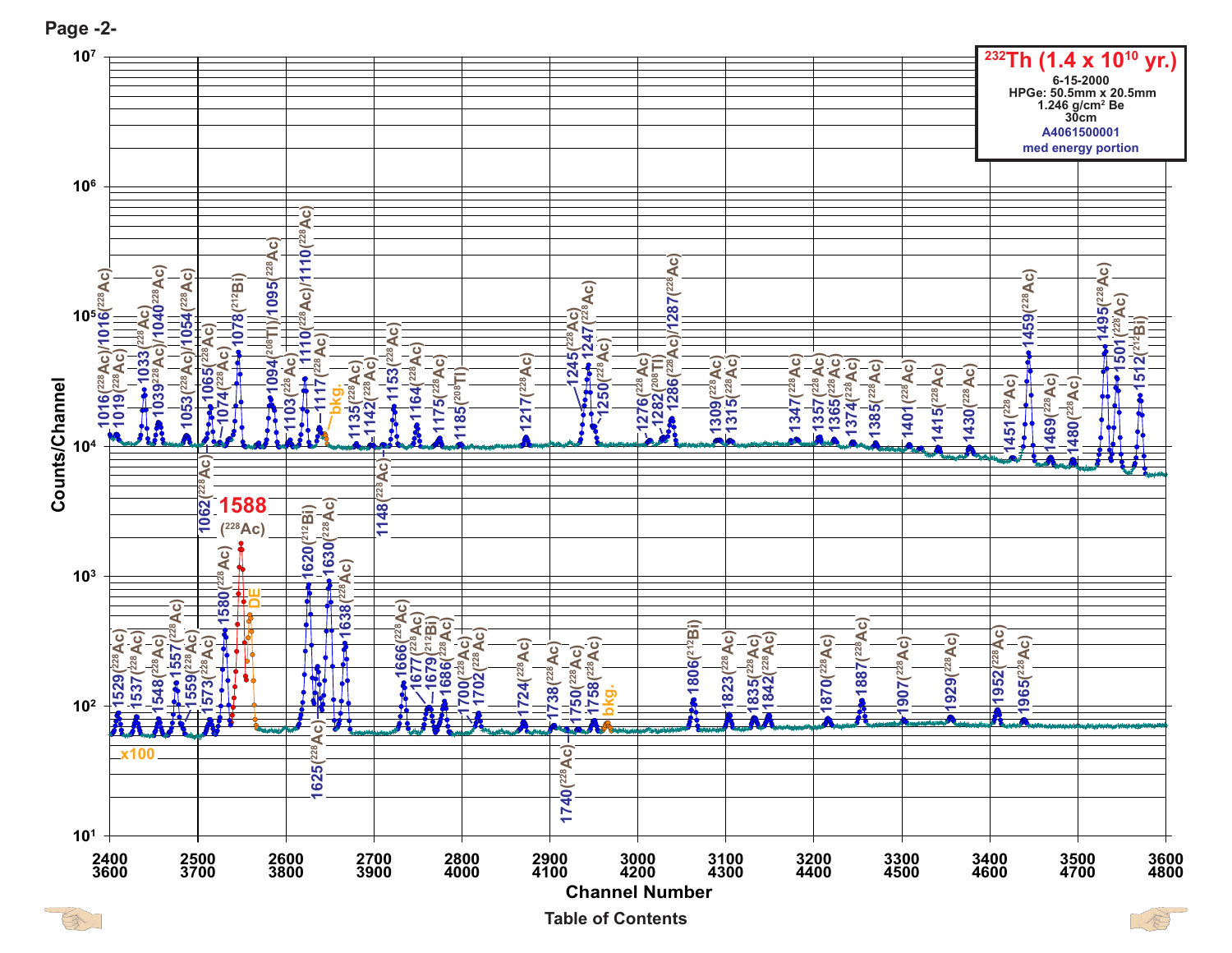**Page -2-**

**$^{232}$Th ($1.4 \times 10^{10}$ yr.)**

6-15-2000
HPGe: 50.5mm x 20.5mm
1.246 g/cm² Be
30cm
A4061500001
med energy portion

Counts/Channel

Channel Number

Upper trace (channels 2400–3600): 1016($^{228}$Ac)/1016($^{228}$Ac), 1019($^{228}$Ac), 1033($^{228}$Ac), 1039($^{228}$Ac)/1040($^{228}$Ac), 1053($^{228}$Ac)/1054($^{228}$Ac), 1062($^{228}$Ac), 1065($^{228}$Ac), 1074($^{228}$Ac), 1078($^{212}$Bi), 1094($^{208}$Tl)/1095($^{228}$Ac), 1103($^{228}$Ac), 1110($^{228}$Ac)/1110($^{228}$Ac), 1117($^{228}$Ac), bkg., 1135($^{228}$Ac), 1142($^{228}$Ac), 1148($^{228}$Ac), 1153($^{228}$Ac), 1164($^{228}$Ac), 1175($^{228}$Ac), 1185($^{208}$Tl), 1217($^{228}$Ac), 1245($^{228}$Ac), 1247($^{228}$Ac), 1250($^{228}$Ac), 1276($^{228}$Ac), 1282($^{208}$Tl), 1286($^{228}$Ac)/1287($^{228}$Ac), 1309($^{228}$Ac), 1315($^{228}$Ac), 1347($^{228}$Ac), 1357($^{228}$Ac), 1365($^{228}$Ac), 1374($^{228}$Ac), 1385($^{228}$Ac), 1401($^{228}$Ac), 1415($^{228}$Ac), 1430($^{228}$Ac), 1451($^{228}$Ac), 1459($^{228}$Ac), 1469($^{228}$Ac), 1480($^{228}$Ac), 1495($^{228}$Ac), 1501($^{228}$Ac), 1512($^{212}$Bi)

Lower trace (channels 3600–4800, x100): 1529($^{228}$Ac), 1537($^{228}$Ac), 1548($^{228}$Ac), 1557($^{228}$Ac), 1559($^{228}$Ac), 1573($^{228}$Ac), 1580($^{228}$Ac), 1588 ($^{228}$Ac), DE, 1620($^{212}$Bi), 1625($^{228}$Ac), 1630($^{228}$Ac), 1638($^{228}$Ac), 1666($^{228}$Ac), 1677($^{228}$Ac), 1679($^{212}$Bi), 1686($^{228}$Ac), 1700($^{228}$Ac), 1702($^{228}$Ac), 1724($^{228}$Ac), 1738($^{228}$Ac), 1740($^{228}$Ac), 1750($^{228}$Ac), 1758($^{228}$Ac), bkg., 1806($^{212}$Bi), 1823($^{228}$Ac), 1835($^{228}$Ac), 1842($^{228}$Ac), 1870($^{228}$Ac), 1887($^{228}$Ac), 1907($^{228}$Ac), 1929($^{228}$Ac), 1952($^{228}$Ac), 1965($^{228}$Ac)

Table of Contents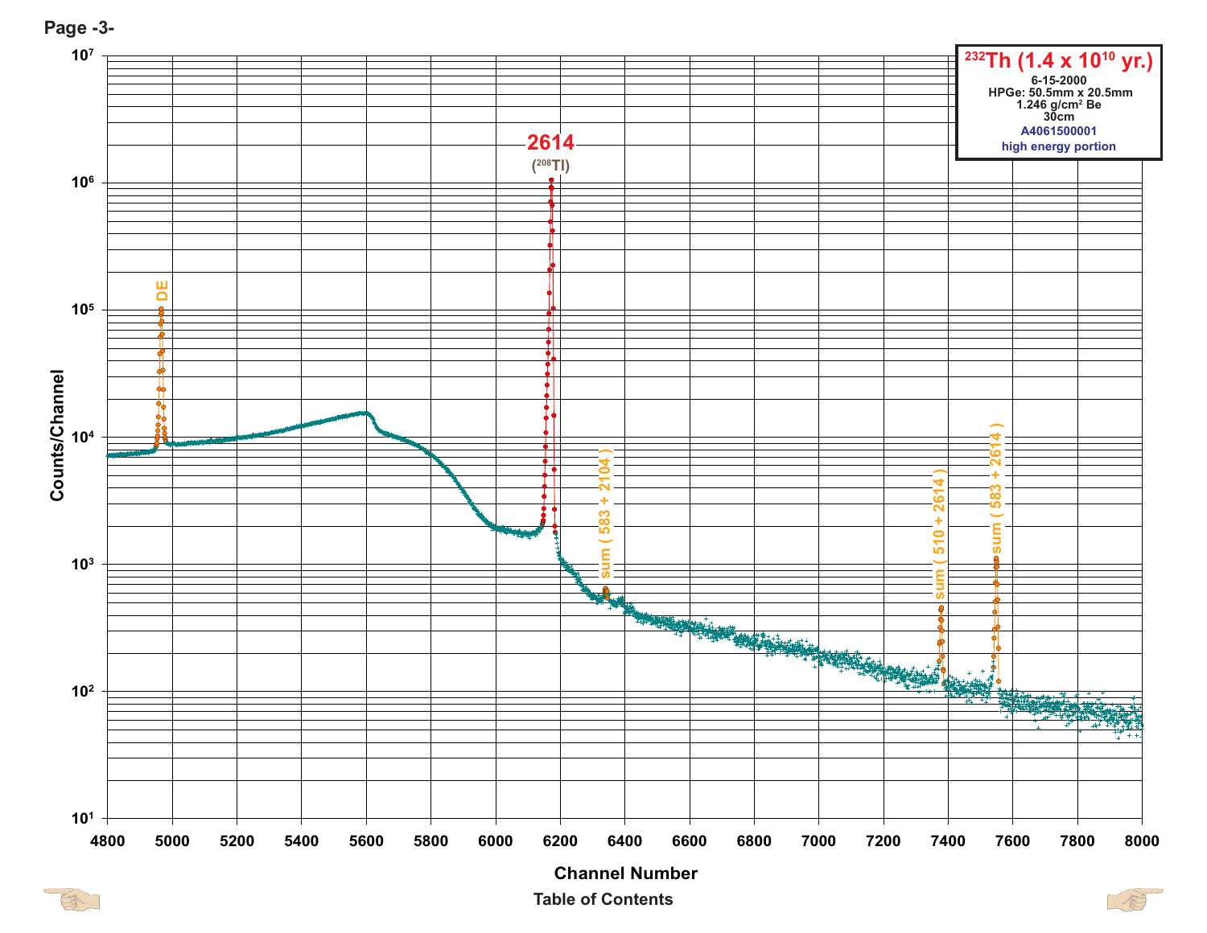**$^{232}Th$ (1.4 x $10^{10}$ yr.)**

6-15-2000
HPGe: 50.5mm x 20.5mm
1.246 g/cm$^2$ Be
30cm
A4061500001
high energy portion

**2614**
($^{208}$Tl)

DE

sum ( 583 + 2104 )

sum ( 510 + 2614 )

sum ( 583 + 2614 )

Counts/Channel

Channel Number

Table of Contents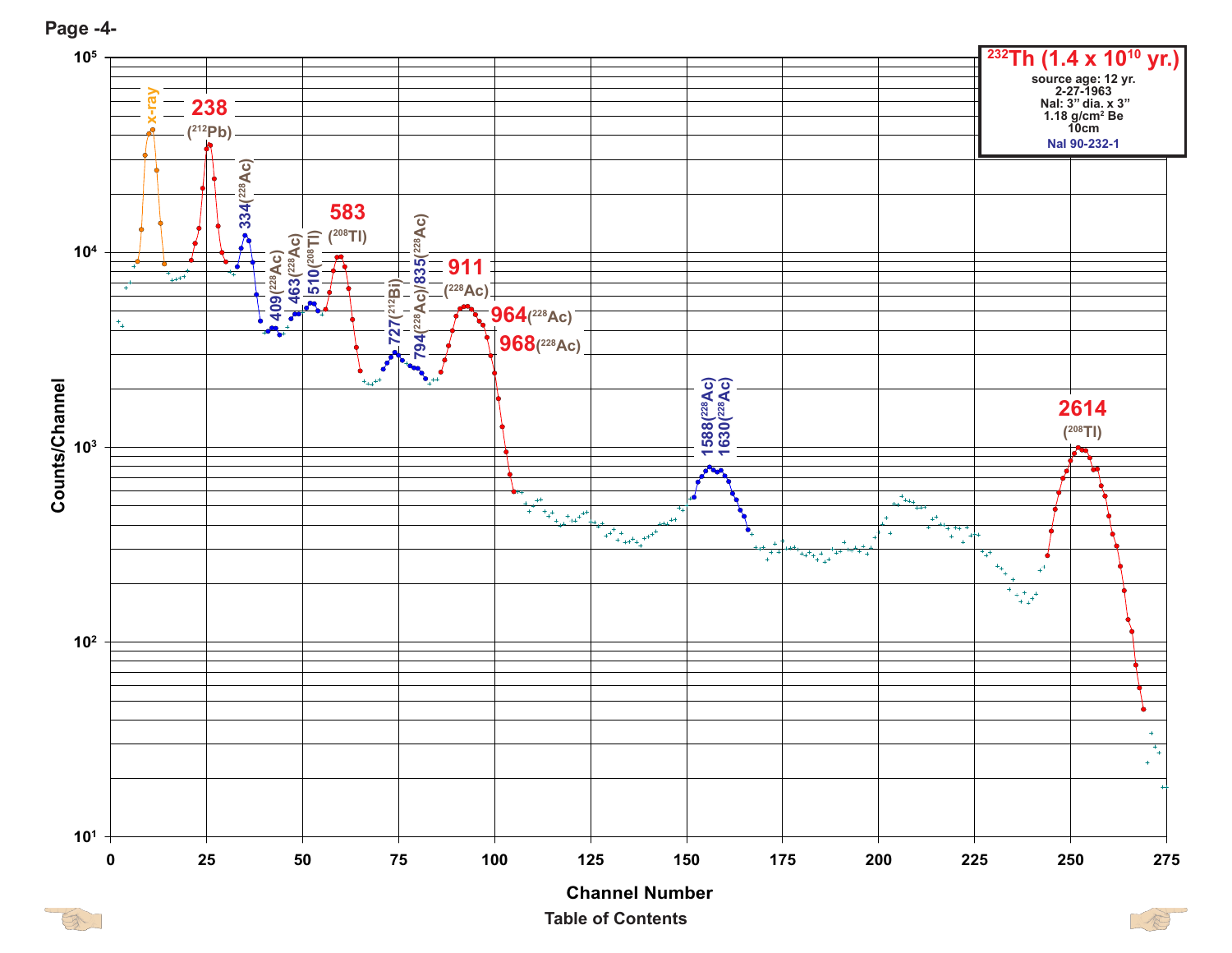## $^{232}$Th ($1.4 \times 10^{10}$ yr.)

source age: 12 yr.
2-27-1963
NaI: 3" dia. x 3"
1.18 g/cm² Be
10cm
NaI 90-232-1

Peaks labeled (keV):

- x-ray
- 238 ($^{212}$Pb)
- 334 ($^{228}$Ac)
- 409 ($^{228}$Ac)
- 463 ($^{228}$Ac)
- 510 ($^{208}$Tl)
- 583 ($^{208}$Tl)
- 727 ($^{212}$Bi)
- 794 ($^{228}$Ac)/835 ($^{228}$Ac)
- 911 ($^{228}$Ac)
- 964 ($^{228}$Ac)
- 968 ($^{228}$Ac)
- 1588 ($^{228}$Ac)
- 1630 ($^{228}$Ac)
- 2614 ($^{208}$Tl)

Counts/Channel ($10^1$ to $10^5$) vs. Channel Number (0 to 275)

Table of Contents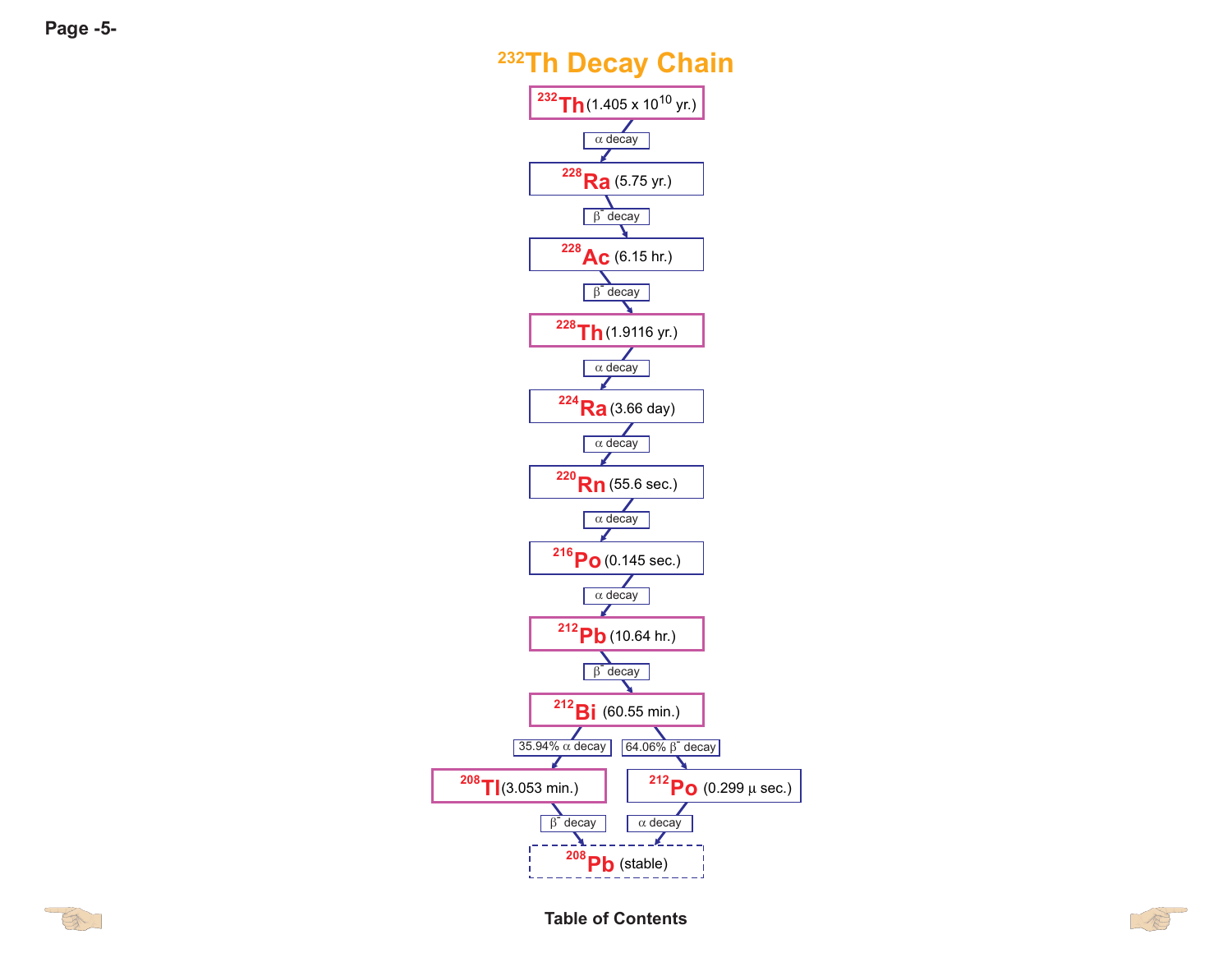# $^{232}$Th Decay Chain

$^{232}$Th (1.405 x $10^{10}$ yr.)

↓ α decay

$^{228}$Ra (5.75 yr.)

↓ β⁻ decay

$^{228}$Ac (6.15 hr.)

↓ β⁻ decay

$^{228}$Th (1.9116 yr.)

↓ α decay

$^{224}$Ra (3.66 day)

↓ α decay

$^{220}$Rn (55.6 sec.)

↓ α decay

$^{216}$Po (0.145 sec.)

↓ α decay

$^{212}$Pb (10.64 hr.)

↓ β⁻ decay

$^{212}$Bi (60.55 min.)

↓ 35.94% α decay → $^{208}$Tl (3.053 min.) → β⁻ decay → $^{208}$Pb

↓ 64.06% β⁻ decay → $^{212}$Po (0.299 μ sec.) → α decay → $^{208}$Pb

$^{208}$Pb (stable)

Table of Contents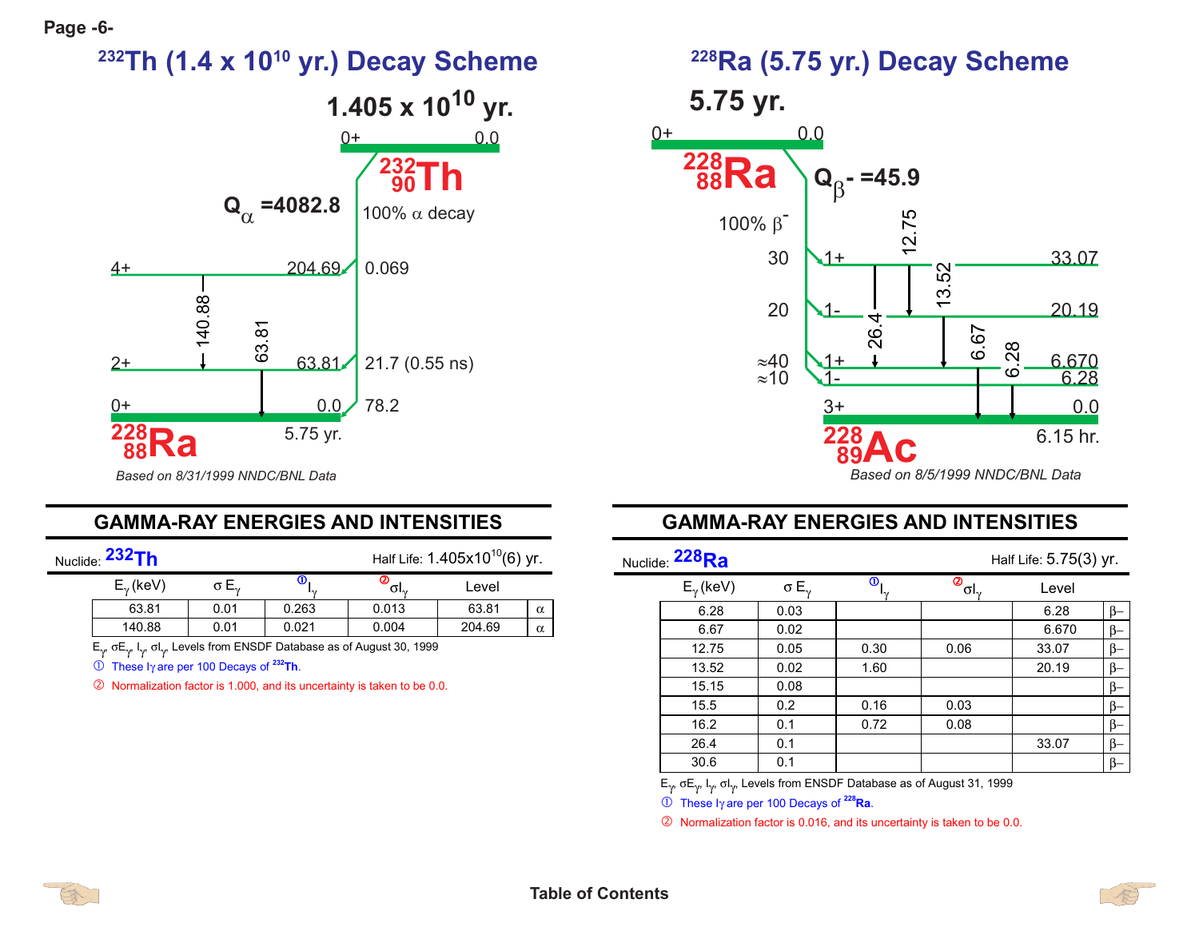## $^{232}$Th (1.4 x $10^{10}$ yr.) Decay Scheme

**1.405 x $10^{10}$ yr.**

$^{232}_{90}$Th — 0+ 0.0

$Q_\alpha$ =4082.8

100% α decay

| Level | Energy | Intensity |
|---|---|---|
| 4+ | 204.69 | 0.069 |
| 2+ | 63.81 | 21.7 (0.55 ns) |
| 0+ | 0.0 | 78.2 |

Gamma transitions: 140.88, 63.81

$^{228}_{88}$Ra 5.75 yr.

*Based on 8/31/1999 NNDC/BNL Data*

### GAMMA-RAY ENERGIES AND INTENSITIES

Nuclide: **232Th** Half Life: 1.405x$10^{10}$(6) yr.

| $E_\gamma$ (keV) | $\sigma E_\gamma$ | ① $I_\gamma$ | ② $\sigma I_\gamma$ | Level | |
|---|---|---|---|---|---|
| 63.81 | 0.01 | 0.263 | 0.013 | 63.81 | α |
| 140.88 | 0.01 | 0.021 | 0.004 | 204.69 | α |

$E_\gamma$, $\sigma E_\gamma$, $I_\gamma$, $\sigma I_\gamma$, Levels from ENSDF Database as of August 30, 1999

① These $I_\gamma$ are per 100 Decays of $^{232}$Th.

② Normalization factor is 1.000, and its uncertainty is taken to be 0.0.

## $^{228}$Ra (5.75 yr.) Decay Scheme

**5.75 yr.**

$^{228}_{88}$Ra — 0+ 0.0

$Q_{\beta^-}$ =45.9

100% $\beta^-$

| Intensity | Level | Energy |
|---|---|---|
| 30 | 1+ | 33.07 |
| 20 | 1- | 20.19 |
| ≈40 | 1+ | 6.670 |
| ≈10 | 1- | 6.28 |
| | 3+ | 0.0 |

Gamma transitions: 12.75, 13.52, 26.4, 6.67, 6.28

$^{228}_{89}$Ac 6.15 hr.

*Based on 8/5/1999 NNDC/BNL Data*

### GAMMA-RAY ENERGIES AND INTENSITIES

Nuclide: **228Ra** Half Life: 5.75(3) yr.

| $E_\gamma$ (keV) | $\sigma E_\gamma$ | ① $I_\gamma$ | ② $\sigma I_\gamma$ | Level | |
|---|---|---|---|---|---|
| 6.28 | 0.03 | | | 6.28 | β– |
| 6.67 | 0.02 | | | 6.670 | β– |
| 12.75 | 0.05 | 0.30 | 0.06 | 33.07 | β– |
| 13.52 | 0.02 | 1.60 | | 20.19 | β– |
| 15.15 | 0.08 | | | | β– |
| 15.5 | 0.2 | 0.16 | 0.03 | | β– |
| 16.2 | 0.1 | 0.72 | 0.08 | | β– |
| 26.4 | 0.1 | | | 33.07 | β– |
| 30.6 | 0.1 | | | | β– |

$E_\gamma$, $\sigma E_\gamma$, $I_\gamma$, $\sigma I_\gamma$, Levels from ENSDF Database as of August 31, 1999

① These $I_\gamma$ are per 100 Decays of $^{228}$Ra.

② Normalization factor is 0.016, and its uncertainty is taken to be 0.0.

Table of Contents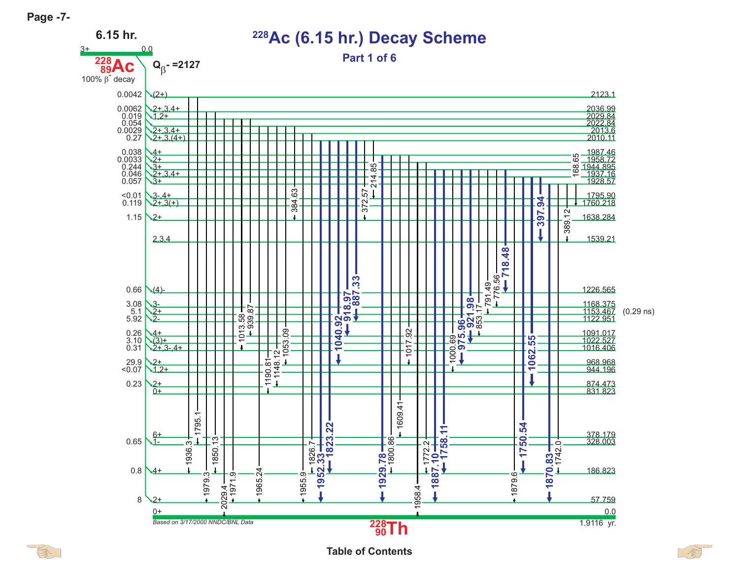# $^{228}$Ac (6.15 hr.) Decay Scheme

## Part 1 of 6

**6.15 hr.**

3+ 0.0

$^{228}_{89}$Ac

100% $\beta^-$ decay

$Q_{\beta^-}$ =2127

| $\beta^-$ intensity (%) | $J^\pi$ | Level energy (keV) |
|---|---|---|
| 0.0042 | (2+) | 2123.1 |
| 0.0062 | 2+,3,4+ | 2036.99 |
| 0.019 | 1,2+ | 2029.84 |
| 0.054 | | 2022.84 |
| 0.0029 | 2+,3,4+ | 2013.6 |
| 0.27 | 2+,3,(4+) | 2010.11 |
| 0.038 | 4+ | 1987.46 |
| 0.0033 | 2+ | 1958.72 |
| 0.244 | 3+ | 1944.895 |
| 0.046 | 2+,3,4+ | 1937.16 |
| 0.057 | 3+ | 1928.57 |
| <0.01 | 3-,4+ | 1795.90 |
| 0.119 | 2+,3(+) | 1760.218 |
| 1.15 | 2+ | 1638.284 |
| | 2,3,4 | 1539.21 |
| 0.66 | (4)- | 1226.565 |
| 3.08 | 3- | 1168.375 |
| 5.1 | 2+ | 1153.467 (0.29 ns) |
| 5.92 | 2- | 1122.951 |
| 0.26 | 4+ | 1091.017 |
| 3.10 | (3)+ | 1022.527 |
| 0.31 | 2+,3-,4+ | 1016.406 |
| 29.9 | 2+ | 968.968 |
| <0.07 | 1,2+ | 944.196 |
| 0.23 | 2+ | 874.473 |
| | 0+ | 831.823 |
| | 6+ | 378.179 |
| 0.65 | 1- | 328.003 |
| 0.8 | 4+ | 186.823 |
| 8 | 2+ | 57.759 |
| | 0+ | 0.0 |

Gamma transitions shown (keV): 1936.3, 1795.1, 1979.3, 1850.13, 2029.4, 1971.9, 1013.58, 939.87, 1965.24, 1190.81, 1148.12, 1053.09, 384.63, 1955.9, 1826.7, **1952.33**, **1823.22**, **1040.92**, **918.97**, **887.33**, 372.57, 214.85, **1929.78**, 1800.86, 1609.41, 1017.92, 1958.4, 1772.2, **1887.10**, **1758.11**, 1000.69, **975.96**, **921.98**, 853.17, 791.49, 776.56, **718.48**, 168.65, 1879.6, **1750.54**, **1062.55**, **397.94**, **1870.83**, 389.12, 1742.0

$^{228}_{90}$Th 1.9116 yr.

*Based on 3/17/2000 NNDC/BNL Data*

Table of Contents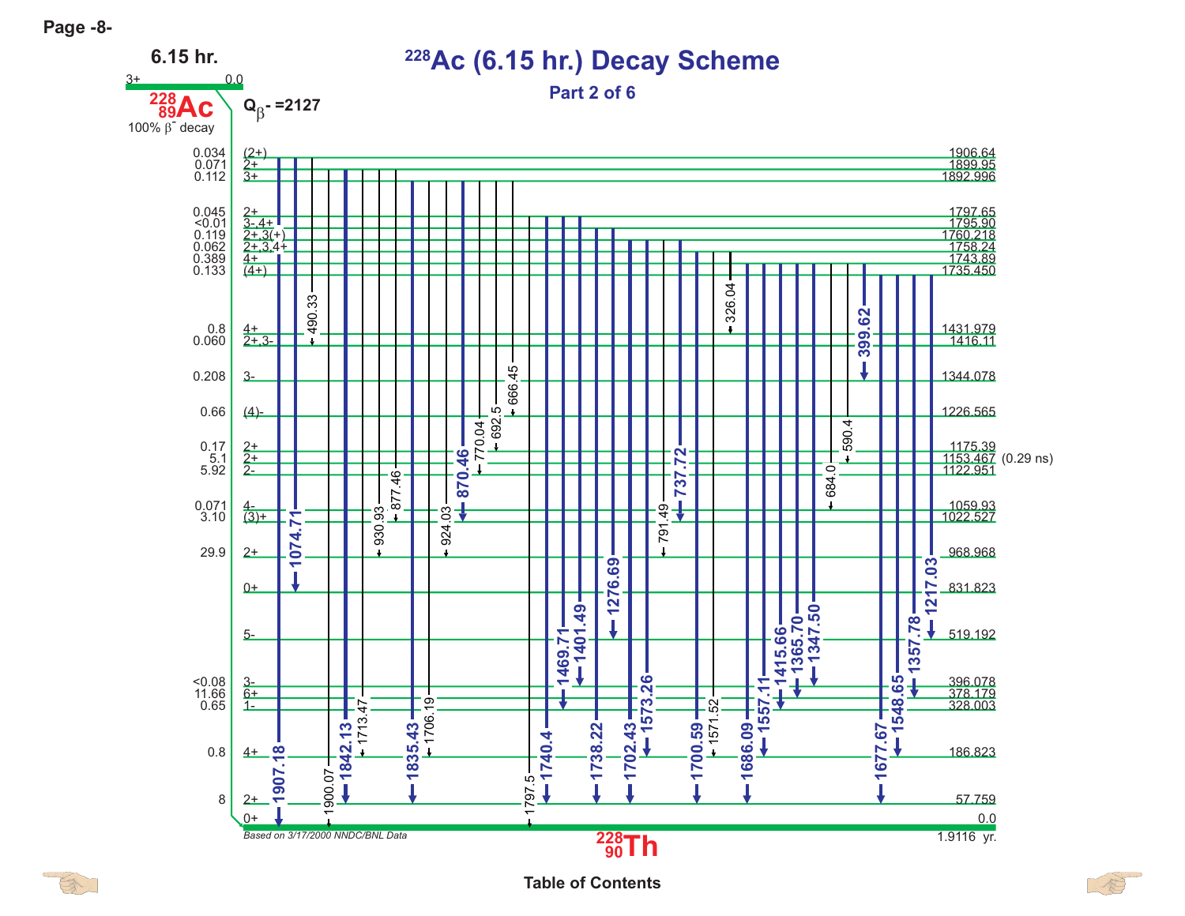# $^{228}$Ac (6.15 hr.) Decay Scheme

## Part 2 of 6

**6.15 hr.**

3+ 0.0

$^{228}_{89}$Ac

100% $\beta^-$ decay

$Q_{\beta^-}$ =2127

| Intensity | Spin | Level Energy (keV) |
|---|---|---|
| 0.034 | (2+) | 1906.64 |
| 0.071 | 2+ | 1899.95 |
| 0.112 | 3+ | 1892.996 |
| 0.045 | 2+ | 1797.65 |
| <0.01 | 3-,4+ | 1795.90 |
| 0.119 | 2+,3(+) | 1760.218 |
| 0.062 | 2+,3,4+ | 1758.24 |
| 0.389 | 4+ | 1743.89 |
| 0.133 | (4+) | 1735.450 |
| 0.8 | 4+ | 1431.979 |
| 0.060 | 2+,3- | 1416.11 |
| 0.208 | 3- | 1344.078 |
| 0.66 | (4)- | 1226.565 |
| 0.17 | 2+ | 1175.39 |
| 5.1 | 2+ | 1153.467 (0.29 ns) |
| 5.92 | 2- | 1122.951 |
| 0.071 | 4- | 1059.93 |
| 3.10 | (3)+ | 1022.527 |
| 29.9 | 2+ | 968.968 |
| | 0+ | 831.823 |
| | 5- | 519.192 |
| <0.08 | 3- | 396.078 |
| 11.66 | 6+ | 378.179 |
| 0.65 | 1- | 328.003 |
| 0.8 | 4+ | 186.823 |
| 8 | 2+ | 57.759 |
| | 0+ | 0.0 |

Gamma transitions (keV): 1907.18, 1074.71, 490.33, 1900.07, 1842.13, 1713.47, 930.93, 877.46, 1835.43, 1706.19, 924.03, 870.46, 770.04, 692.5, 666.45, 1797.5, 1740.4, 1469.71, 1401.49, 1738.22, 1276.69, 1702.43, 1573.26, 791.49, 737.72, 1700.59, 1571.52, 326.04, 1686.09, 1557.11, 1415.66, 1365.70, 1347.50, 684.0, 590.4, 399.62, 1677.67, 1548.65, 1357.78, 1217.03

$^{228}_{90}$Th 1.9116 yr.

*Based on 3/17/2000 NNDC/BNL Data*

Table of Contents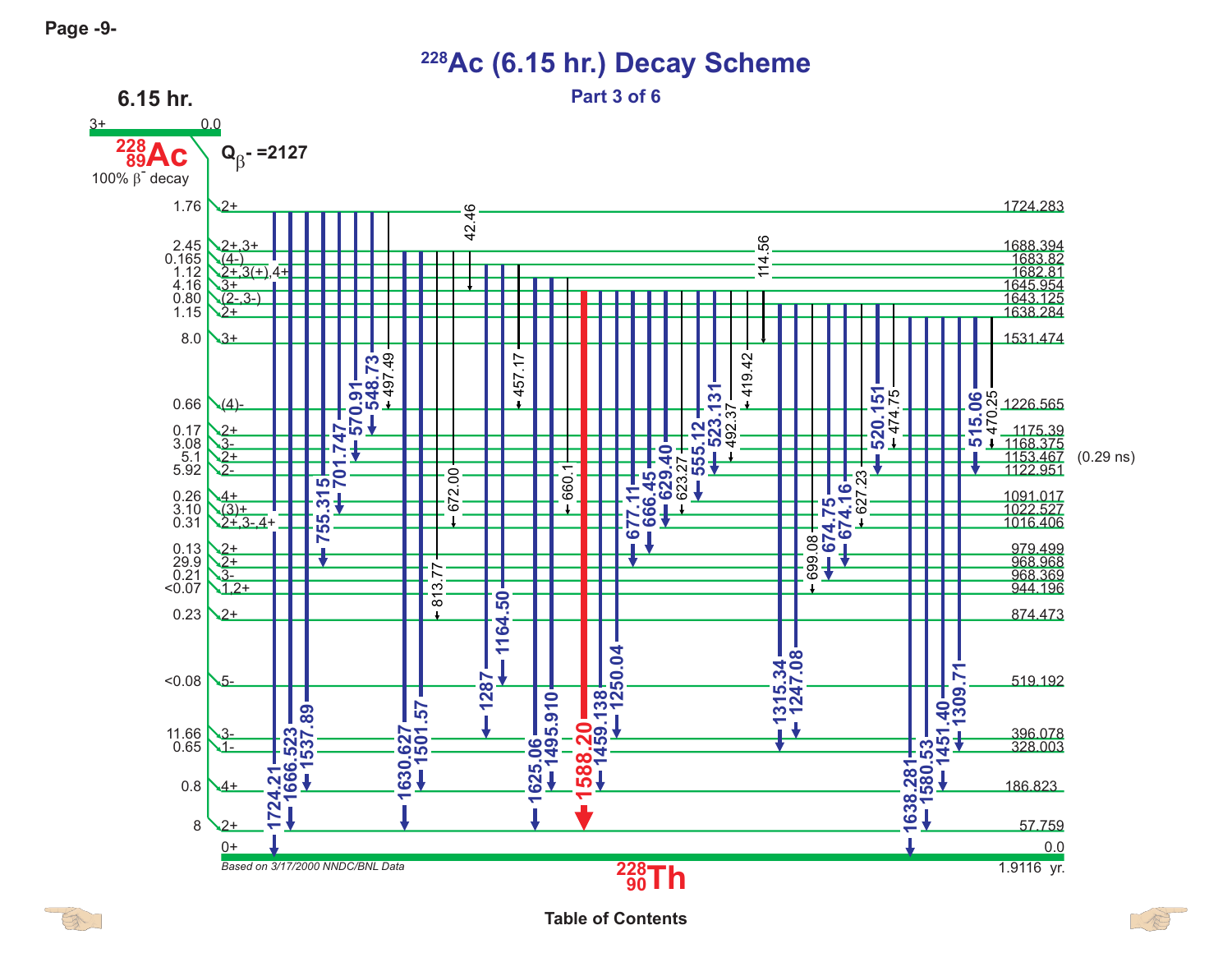# $^{228}$Ac (6.15 hr.) Decay Scheme

## Part 3 of 6

**6.15 hr.**

Parent: $^{228}_{89}$Ac, 3+, 0.0, 100% $\beta^-$ decay

$Q_{\beta^-}$ =2127

Daughter: $^{228}_{90}$Th, 1.9116 yr.

### Levels in $^{228}$Th (fed by $\beta^-$ decay)

| $\beta^-$ intensity (%) | Spin/Parity | Level energy (keV) |
|---|---|---|
| 1.76 | 2+ | 1724.283 |
| 2.45 | 2+,3+ | 1688.394 |
| 0.165 | (4-) | 1683.82 |
| 1.12 | 2+,3(+),4+ | 1682.81 |
| 4.16 | 3+ | 1645.954 |
| 0.80 | (2-,3-) | 1643.125 |
| 1.15 | 2+ | 1638.284 |
| 8.0 | 3+ | 1531.474 |
| 0.66 | (4)- | 1226.565 |
| 0.17 | 2+ | 1175.39 |
| 3.08 | 3- | 1168.375 |
| 5.1 | 2+ | 1153.467 (0.29 ns) |
| 5.92 | 2- | 1122.951 |
| 0.26 | 4+ | 1091.017 |
| 3.10 | (3)+ | 1022.527 |
| 0.31 | 2+,3-,4+ | 1016.406 |
| 0.13 | 2+ | 979.499 |
| 29.9 | 2+ | 968.968 |
| 0.21 | 3- | 968.369 |
| <0.07 | 1,2+ | 944.196 |
| 0.23 | 2+ | 874.473 |
| <0.08 | 5- | 519.192 |
| 11.66 | 3- | 396.078 |
| 0.65 | 1- | 328.003 |
| 0.8 | 4+ | 186.823 |
| 8 | 2+ | 57.759 |
| | 0+ | 0.0 |

### Gamma transitions (keV)

| From level (keV) | Gamma rays |
|---|---|
| 1724.283 | 1724.21, 1666.523, 1537.89, 755.315, 701.747, 570.91, 548.73, 497.49, 42.46 |
| 1688.394 | 1630.627, 1501.57, 813.77, 672.00, 114.56 |
| 1682.81 | 1287, 1164.50, 457.17 |
| 1645.954 | 1625.06, 1495.910, 660.1 |
| 1643.125 | 1588.20, 1459.138, 1250.04, 677.11, 666.45, 629.40, 623.27, 555.12, 523.131, 492.37, 419.42 |
| 1638.284 | 1315.34, 1247.08, 699.08, 674.75, 674.16, 627.23, 520.151, 474.75 |
| 1531.474 | 1638.281, 1580.53, 1451.40, 1309.71, 515.06, 470.25 |

*Based on 3/17/2000 NNDC/BNL Data*

Table of Contents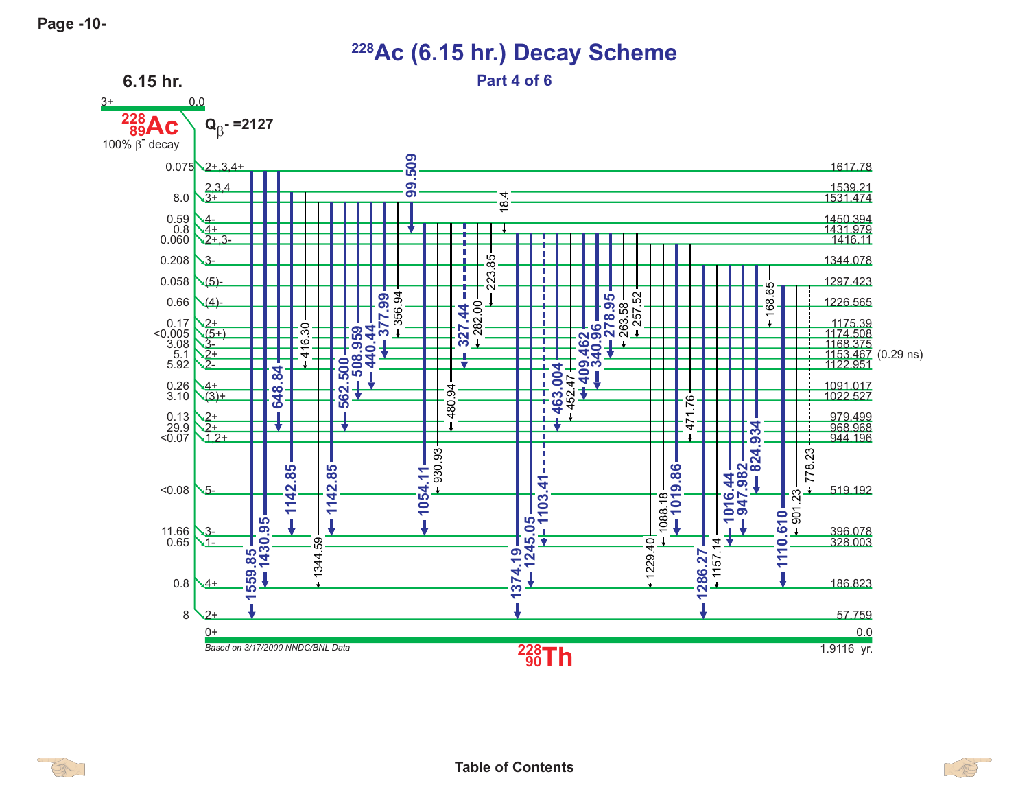# $^{228}$Ac (6.15 hr.) Decay Scheme

## Part 4 of 6

**6.15 hr.**

3+ 0.0

$^{228}_{89}$Ac

100% $\beta^-$ decay

$Q_{\beta^-}$ =2127

| β⁻ feeding (%) | Spin/Parity | Level energy (keV) |
|---|---|---|
| 0.075 | 2+,3,4+ | 1617.78 |
| | 2,3,4 | 1539.21 |
| 8.0 | 3+ | 1531.474 |
| 0.59 | 4- | 1450.394 |
| 0.8 | 4+ | 1431.979 |
| 0.060 | 2+,3- | 1416.11 |
| 0.208 | 3- | 1344.078 |
| 0.058 | (5)- | 1297.423 |
| 0.66 | (4)- | 1226.565 |
| 0.17 | 2+ | 1175.39 |
| <0.005 | (5+) | 1174.508 |
| 3.08 | 3- | 1168.375 |
| 5.1 | 2+ | 1153.467 (0.29 ns) |
| 5.92 | 2- | 1122.951 |
| 0.26 | 4+ | 1091.017 |
| 3.10 | (3)+ | 1022.527 |
| 0.13 | 2+ | 979.499 |
| 29.9 | 2+ | 968.968 |
| <0.07 | 1,2+ | 944.196 |
| <0.08 | 5- | 519.192 |
| 11.66 | 3- | 396.078 |
| 0.65 | 1- | 328.003 |
| 0.8 | 4+ | 186.823 |
| 8 | 2+ | 57.759 |
| | 0+ | 0.0 |

Gamma transitions (keV): 1559.85, 1430.95, 648.84, 1142.85, 416.30, 1344.59, 1142.85, 562.500, 508.959, 440.44, 377.99, 356.94, 99.509, 1054.11, 930.93, 480.94, 327.44, 282.00, 223.85, 18.4, 1374.19, 1245.05, 1103.41, 463.004, 452.47, 409.462, 340.96, 278.95, 263.58, 257.52, 1229.40, 1088.18, 1019.86, 471.76, 1286.27, 1157.14, 1016.44, 947.982, 824.934, 168.65, 1110.610, 901.23, 778.23

*Based on 3/17/2000 NNDC/BNL Data*

$^{228}_{90}$Th 1.9116 yr.

Table of Contents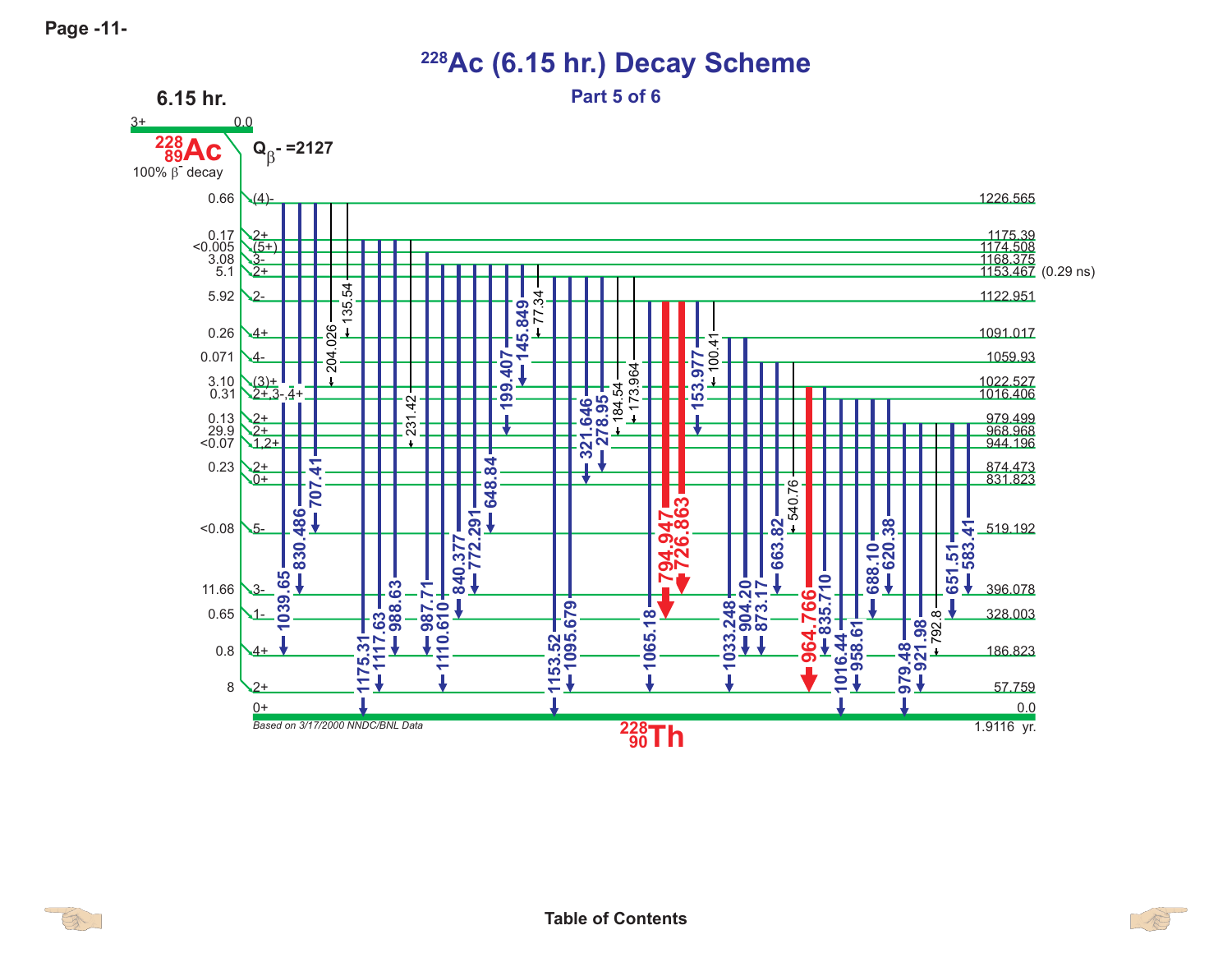# $^{228}$Ac (6.15 hr.) Decay Scheme

## Part 5 of 6

**6.15 hr.**

3+ 0.0

$^{228}_{89}$Ac

100% $\beta^-$ decay

$Q_{\beta^-}$ =2127

| $\beta^-$ intensity (%) | Spin/Parity | Level energy (keV) |
|---|---|---|
| 0.66 | (4)- | 1226.565 |
| 0.17 | 2+ | 1175.39 |
| <0.005 | (5+) | 1174.508 |
| 3.08 | 3- | 1168.375 |
| 5.1 | 2+ | 1153.467 (0.29 ns) |
| 5.92 | 2- | 1122.951 |
| 0.26 | 4+ | 1091.017 |
| 0.071 | 4- | 1059.93 |
| 3.10 | (3)+ | 1022.527 |
| 0.31 | 2+,3-,4+ | 1016.406 |
| 0.13 | 2+ | 979.499 |
| 29.9 | 2+ | 968.968 |
| <0.07 | 1,2+ | 944.196 |
| 0.23 | 2+ | 874.473 |
| | 0+ | 831.823 |
| <0.08 | 5- | 519.192 |
| 11.66 | 3- | 396.078 |
| 0.65 | 1- | 328.003 |
| 0.8 | 4+ | 186.823 |
| 8 | 2+ | 57.759 |
| | 0+ | 0.0 |

Gamma transitions (keV): 1039.65, 830.486, 707.41, 204.026, 135.54, 1175.31, 1117.63, 988.63, 231.42, 987.71, 1110.610, 840.377, 772.291, 648.84, 199.407, 145.849, 77.34, 1153.52, 1095.679, 321.646, 278.95, 184.54, 173.964, 1065.18, 794.947, 726.863, 153.977, 100.41, 1033.248, 904.20, 873.17, 663.82, 540.76, 964.766, 835.710, 1016.44, 958.61, 688.10, 620.38, 979.48, 921.98, 792.8, 651.51, 583.41

*Based on 3/17/2000 NNDC/BNL Data*

$^{228}_{90}$Th 1.9116 yr.

Table of Contents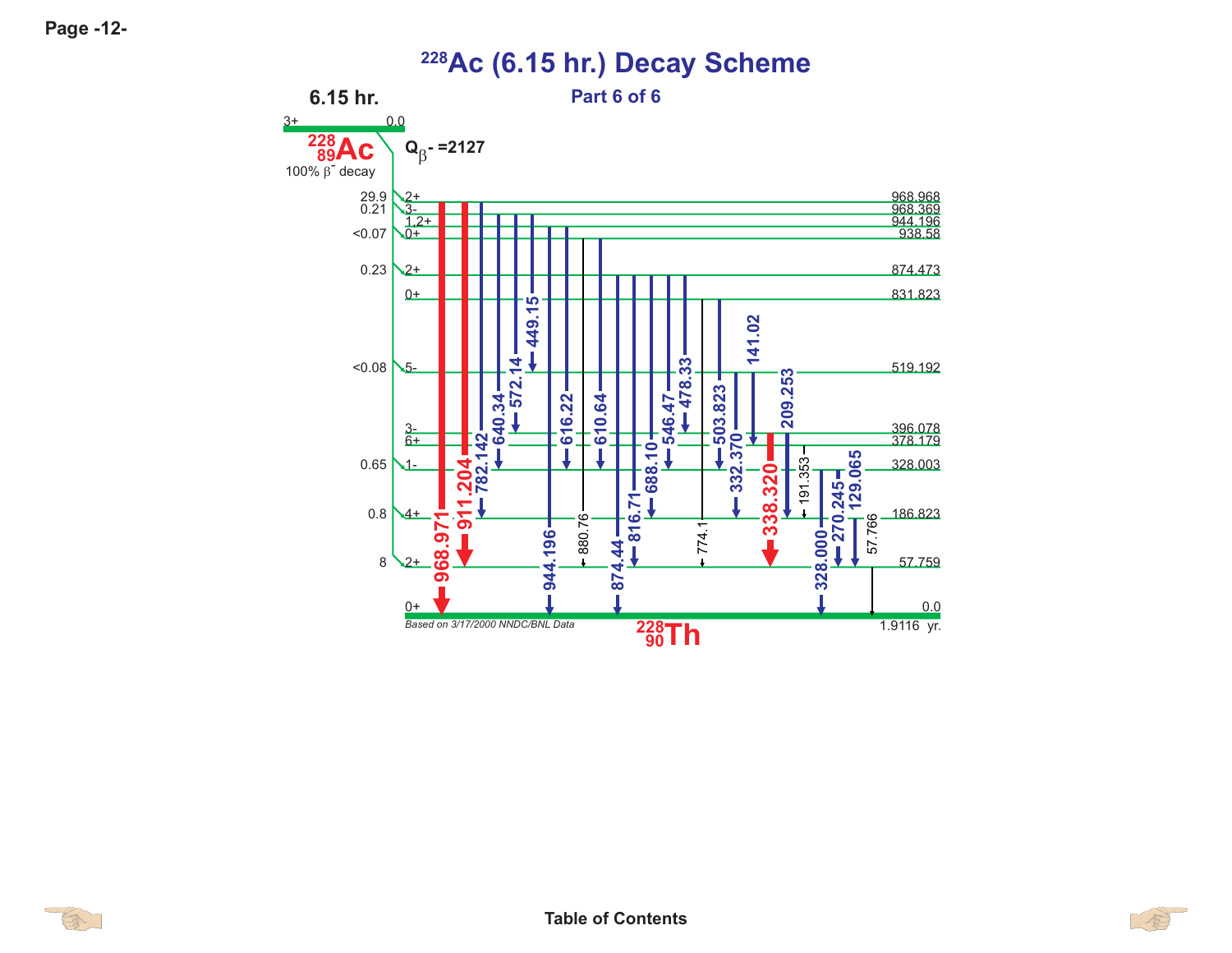# $^{228}$Ac (6.15 hr.) Decay Scheme

## Part 6 of 6

**6.15 hr.**

3+ 0.0

$^{228}_{89}$Ac

100% $\beta^-$ decay

$Q_{\beta^-}$ =2127

| Intensity (%) | Spin/Parity | Level energy (keV) |
|---|---|---|
| 29.9 | 2+ | 968.968 |
| 0.21 | 3- | 968.369 |
| | 1,2+ | 944.196 |
| <0.07 | 0+ | 938.58 |
| 0.23 | 2+ | 874.473 |
| | 0+ | 831.823 |
| <0.08 | 5- | 519.192 |
| | 3- | 396.078 |
| | 6+ | 378.179 |
| 0.65 | 1- | 328.003 |
| 0.8 | 4+ | 186.823 |
| 8 | 2+ | 57.759 |
| | 0+ | 0.0 |

Gamma transitions (keV): 968.971, 911.204, 782.142, 640.34, 572.14, 449.15, 944.196, 616.22, 880.76, 610.64, 874.44, 816.71, 688.10, 546.47, 478.33, 774.1, 503.823, 332.370, 141.02, 338.320, 209.253, 191.353, 328.000, 270.245, 129.065, 57.766

*Based on 3/17/2000 NNDC/BNL Data*

$^{228}_{90}$Th 1.9116 yr.

Table of Contents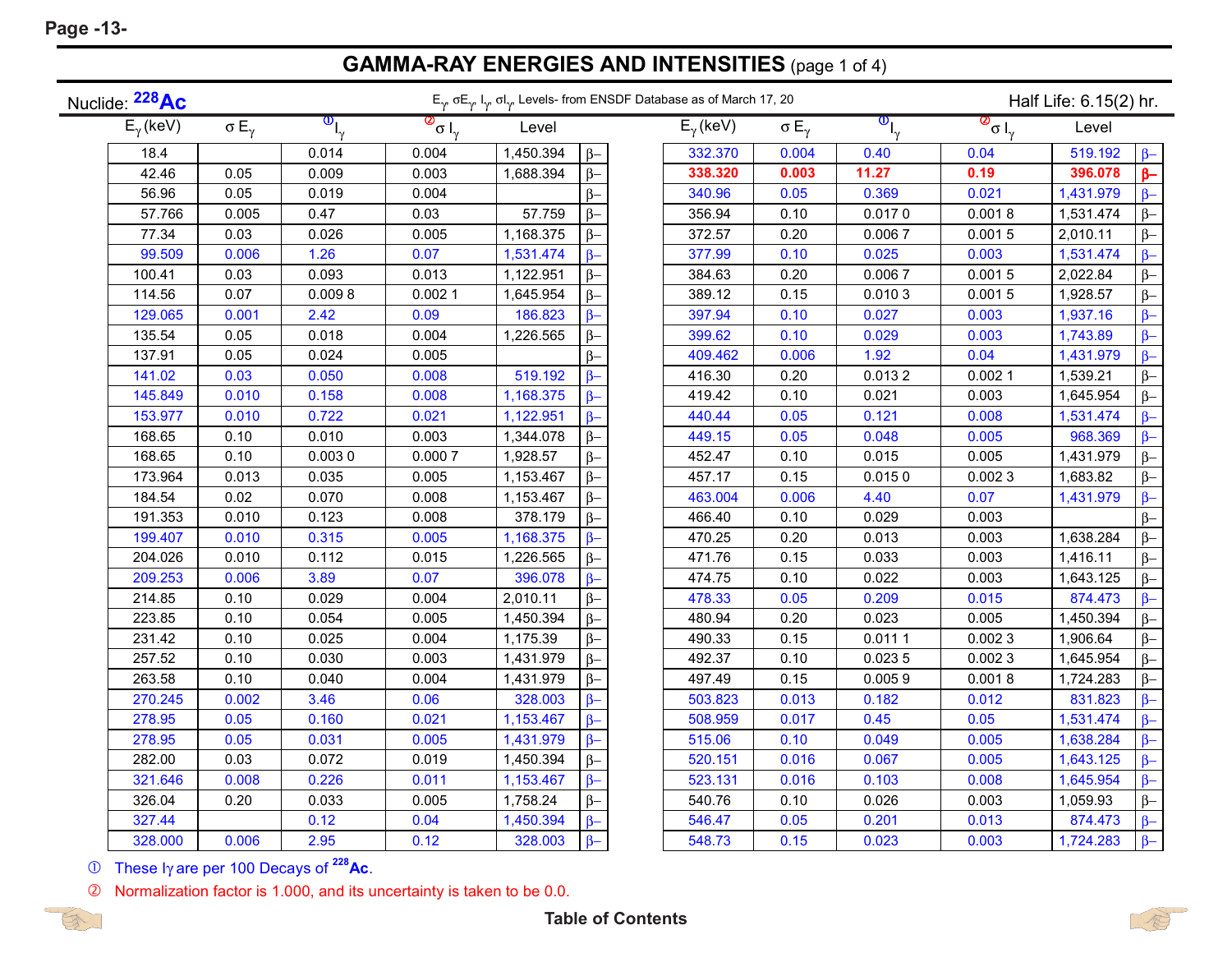## GAMMA-RAY ENERGIES AND INTENSITIES (page 1 of 4)

Nuclide: $^{228}Ac$ — $E_\gamma$, $\sigma E_\gamma$, $I_\gamma$, $\sigma I_\gamma$, Levels- from ENSDF Database as of March 17, 20 — Half Life: 6.15(2) hr.

| $E_\gamma$ (keV) | $\sigma E_\gamma$ | ① $I_\gamma$ | ② $\sigma I_\gamma$ | Level | |
|---|---|---|---|---|---|
| 18.4 | | 0.014 | 0.004 | 1,450.394 | β– |
| 42.46 | 0.05 | 0.009 | 0.003 | 1,688.394 | β– |
| 56.96 | 0.05 | 0.019 | 0.004 | | β– |
| 57.766 | 0.005 | 0.47 | 0.03 | 57.759 | β– |
| 77.34 | 0.03 | 0.026 | 0.005 | 1,168.375 | β– |
| 99.509 | 0.006 | 1.26 | 0.07 | 1,531.474 | β– |
| 100.41 | 0.03 | 0.093 | 0.013 | 1,122.951 | β– |
| 114.56 | 0.07 | 0.009 8 | 0.002 1 | 1,645.954 | β– |
| 129.065 | 0.001 | 2.42 | 0.09 | 186.823 | β– |
| 135.54 | 0.05 | 0.018 | 0.004 | 1,226.565 | β– |
| 137.91 | 0.05 | 0.024 | 0.005 | | β– |
| 141.02 | 0.03 | 0.050 | 0.008 | 519.192 | β– |
| 145.849 | 0.010 | 0.158 | 0.008 | 1,168.375 | β– |
| 153.977 | 0.010 | 0.722 | 0.021 | 1,122.951 | β– |
| 168.65 | 0.10 | 0.010 | 0.003 | 1,344.078 | β– |
| 168.65 | 0.10 | 0.003 0 | 0.000 7 | 1,928.57 | β– |
| 173.964 | 0.013 | 0.035 | 0.005 | 1,153.467 | β– |
| 184.54 | 0.02 | 0.070 | 0.008 | 1,153.467 | β– |
| 191.353 | 0.010 | 0.123 | 0.008 | 378.179 | β– |
| 199.407 | 0.010 | 0.315 | 0.005 | 1,168.375 | β– |
| 204.026 | 0.010 | 0.112 | 0.015 | 1,226.565 | β– |
| 209.253 | 0.006 | 3.89 | 0.07 | 396.078 | β– |
| 214.85 | 0.10 | 0.029 | 0.004 | 2,010.11 | β– |
| 223.85 | 0.10 | 0.054 | 0.005 | 1,450.394 | β– |
| 231.42 | 0.10 | 0.025 | 0.004 | 1,175.39 | β– |
| 257.52 | 0.10 | 0.030 | 0.003 | 1,431.979 | β– |
| 263.58 | 0.10 | 0.040 | 0.004 | 1,431.979 | β– |
| 270.245 | 0.002 | 3.46 | 0.06 | 328.003 | β– |
| 278.95 | 0.05 | 0.160 | 0.021 | 1,153.467 | β– |
| 278.95 | 0.05 | 0.031 | 0.005 | 1,431.979 | β– |
| 282.00 | 0.03 | 0.072 | 0.019 | 1,450.394 | β– |
| 321.646 | 0.008 | 0.226 | 0.011 | 1,153.467 | β– |
| 326.04 | 0.20 | 0.033 | 0.005 | 1,758.24 | β– |
| 327.44 | | 0.12 | 0.04 | 1,450.394 | β– |
| 328.000 | 0.006 | 2.95 | 0.12 | 328.003 | β– |
| 332.370 | 0.004 | 0.40 | 0.04 | 519.192 | β– |
| 338.320 | 0.003 | 11.27 | 0.19 | 396.078 | β– |
| 340.96 | 0.05 | 0.369 | 0.021 | 1,431.979 | β– |
| 356.94 | 0.10 | 0.017 0 | 0.001 8 | 1,531.474 | β– |
| 372.57 | 0.20 | 0.006 7 | 0.001 5 | 2,010.11 | β– |
| 377.99 | 0.10 | 0.025 | 0.003 | 1,531.474 | β– |
| 384.63 | 0.20 | 0.006 7 | 0.001 5 | 2,022.84 | β– |
| 389.12 | 0.15 | 0.010 3 | 0.001 5 | 1,928.57 | β– |
| 397.94 | 0.10 | 0.027 | 0.003 | 1,937.16 | β– |
| 399.62 | 0.10 | 0.029 | 0.003 | 1,743.89 | β– |
| 409.462 | 0.006 | 1.92 | 0.04 | 1,431.979 | β– |
| 416.30 | 0.20 | 0.013 2 | 0.002 1 | 1,539.21 | β– |
| 419.42 | 0.10 | 0.021 | 0.003 | 1,645.954 | β– |
| 440.44 | 0.05 | 0.121 | 0.008 | 1,531.474 | β– |
| 449.15 | 0.05 | 0.048 | 0.005 | 968.369 | β– |
| 452.47 | 0.10 | 0.015 | 0.005 | 1,431.979 | β– |
| 457.17 | 0.15 | 0.015 0 | 0.002 3 | 1,683.82 | β– |
| 463.004 | 0.006 | 4.40 | 0.07 | 1,431.979 | β– |
| 466.40 | 0.10 | 0.029 | 0.003 | | β– |
| 470.25 | 0.20 | 0.013 | 0.003 | 1,638.284 | β– |
| 471.76 | 0.15 | 0.033 | 0.003 | 1,416.11 | β– |
| 474.75 | 0.10 | 0.022 | 0.003 | 1,643.125 | β– |
| 478.33 | 0.05 | 0.209 | 0.015 | 874.473 | β– |
| 480.94 | 0.20 | 0.023 | 0.005 | 1,450.394 | β– |
| 490.33 | 0.15 | 0.011 1 | 0.002 3 | 1,906.64 | β– |
| 492.37 | 0.10 | 0.023 5 | 0.002 3 | 1,645.954 | β– |
| 497.49 | 0.15 | 0.005 9 | 0.001 8 | 1,724.283 | β– |
| 503.823 | 0.013 | 0.182 | 0.012 | 831.823 | β– |
| 508.959 | 0.017 | 0.45 | 0.05 | 1,531.474 | β– |
| 515.06 | 0.10 | 0.049 | 0.005 | 1,638.284 | β– |
| 520.151 | 0.016 | 0.067 | 0.005 | 1,643.125 | β– |
| 523.131 | 0.016 | 0.103 | 0.008 | 1,645.954 | β– |
| 540.76 | 0.10 | 0.026 | 0.003 | 1,059.93 | β– |
| 546.47 | 0.05 | 0.201 | 0.013 | 874.473 | β– |
| 548.73 | 0.15 | 0.023 | 0.003 | 1,724.283 | β– |

① These Iγ are per 100 Decays of $^{228}$Ac.

② Normalization factor is 1.000, and its uncertainty is taken to be 0.0.

Table of Contents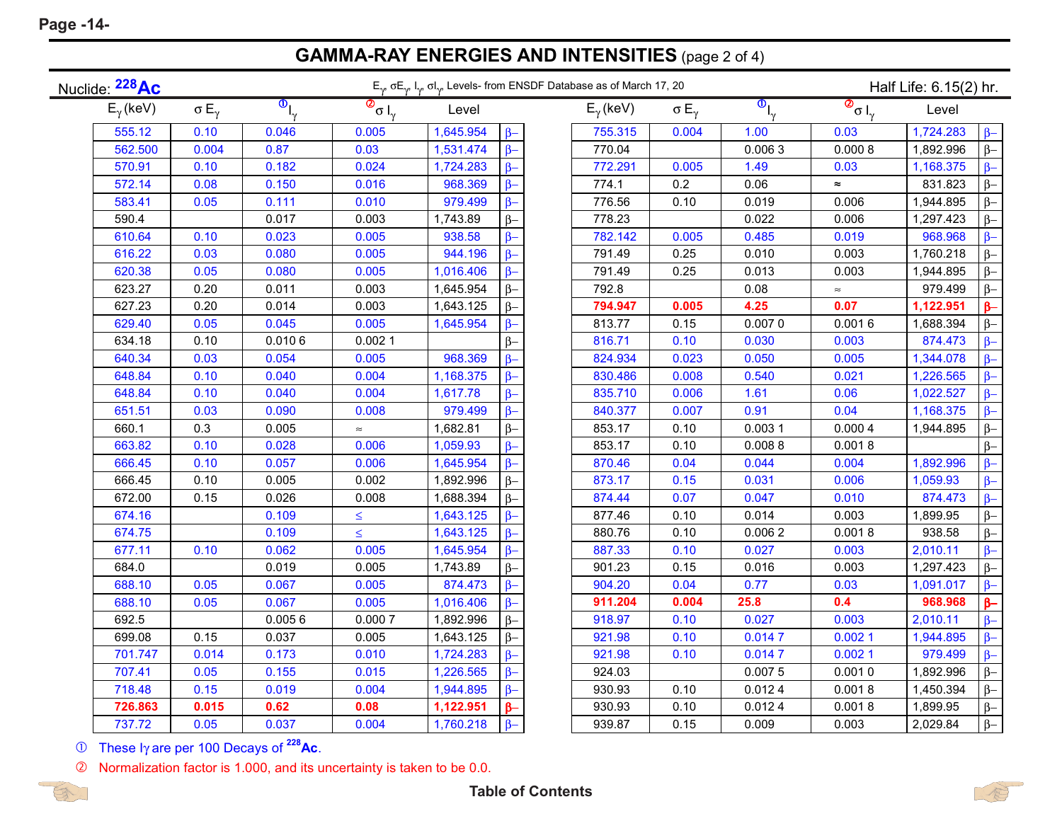# GAMMA-RAY ENERGIES AND INTENSITIES (page 2 of 4)

Nuclide: $^{228}$Ac

$E_\gamma$, $\sigma E_\gamma$, $I_\gamma$, $\sigma I_\gamma$, Levels- from ENSDF Database as of March 17, 20

Half Life: 6.15(2) hr.

| $E_\gamma$ (keV) | $\sigma E_\gamma$ | ① $I_\gamma$ | ② $\sigma I_\gamma$ | Level | | $E_\gamma$ (keV) | $\sigma E_\gamma$ | ① $I_\gamma$ | ② $\sigma I_\gamma$ | Level | |
|---|---|---|---|---|---|---|---|---|---|---|---|
| 555.12 | 0.10 | 0.046 | 0.005 | 1,645.954 | β– | 755.315 | 0.004 | 1.00 | 0.03 | 1,724.283 | β– |
| 562.500 | 0.004 | 0.87 | 0.03 | 1,531.474 | β– | 770.04 | | 0.006 3 | 0.000 8 | 1,892.996 | β– |
| 570.91 | 0.10 | 0.182 | 0.024 | 1,724.283 | β– | 772.291 | 0.005 | 1.49 | 0.03 | 1,168.375 | β– |
| 572.14 | 0.08 | 0.150 | 0.016 | 968.369 | β– | 774.1 | 0.2 | 0.06 | ≈ | 831.823 | β– |
| 583.41 | 0.05 | 0.111 | 0.010 | 979.499 | β– | 776.56 | 0.10 | 0.019 | 0.006 | 1,944.895 | β– |
| 590.4 | | 0.017 | 0.003 | 1,743.89 | β– | 778.23 | | 0.022 | 0.006 | 1,297.423 | β– |
| 610.64 | 0.10 | 0.023 | 0.005 | 938.58 | β– | 782.142 | 0.005 | 0.485 | 0.019 | 968.968 | β– |
| 616.22 | 0.03 | 0.080 | 0.005 | 944.196 | β– | 791.49 | 0.25 | 0.010 | 0.003 | 1,760.218 | β– |
| 620.38 | 0.05 | 0.080 | 0.005 | 1,016.406 | β– | 791.49 | 0.25 | 0.013 | 0.003 | 1,944.895 | β– |
| 623.27 | 0.20 | 0.011 | 0.003 | 1,645.954 | β– | 792.8 | | 0.08 | ≈ | 979.499 | β– |
| 627.23 | 0.20 | 0.014 | 0.003 | 1,643.125 | β– | **794.947** | **0.005** | **4.25** | **0.07** | **1,122.951** | **β–** |
| 629.40 | 0.05 | 0.045 | 0.005 | 1,645.954 | β– | 813.77 | 0.15 | 0.007 0 | 0.001 6 | 1,688.394 | β– |
| 634.18 | 0.10 | 0.010 6 | 0.002 1 | | β– | 816.71 | 0.10 | 0.030 | 0.003 | 874.473 | β– |
| 640.34 | 0.03 | 0.054 | 0.005 | 968.369 | β– | 824.934 | 0.023 | 0.050 | 0.005 | 1,344.078 | β– |
| 648.84 | 0.10 | 0.040 | 0.004 | 1,168.375 | β– | 830.486 | 0.008 | 0.540 | 0.021 | 1,226.565 | β– |
| 648.84 | 0.10 | 0.040 | 0.004 | 1,617.78 | β– | 835.710 | 0.006 | 1.61 | 0.06 | 1,022.527 | β– |
| 651.51 | 0.03 | 0.090 | 0.008 | 979.499 | β– | 840.377 | 0.007 | 0.91 | 0.04 | 1,168.375 | β– |
| 660.1 | 0.3 | 0.005 | ≈ | 1,682.81 | β– | 853.17 | 0.10 | 0.003 1 | 0.000 4 | 1,944.895 | β– |
| 663.82 | 0.10 | 0.028 | 0.006 | 1,059.93 | β– | 853.17 | 0.10 | 0.008 8 | 0.001 8 | | β– |
| 666.45 | 0.10 | 0.057 | 0.006 | 1,645.954 | β– | 870.46 | 0.04 | 0.044 | 0.004 | 1,892.996 | β– |
| 666.45 | 0.10 | 0.005 | 0.002 | 1,892.996 | β– | 873.17 | 0.15 | 0.031 | 0.006 | 1,059.93 | β– |
| 672.00 | 0.15 | 0.026 | 0.008 | 1,688.394 | β– | 874.44 | 0.07 | 0.047 | 0.010 | 874.473 | β– |
| 674.16 | | 0.109 | ≤ | 1,643.125 | β– | 877.46 | 0.10 | 0.014 | 0.003 | 1,899.95 | β– |
| 674.75 | | 0.109 | ≤ | 1,643.125 | β– | 880.76 | 0.10 | 0.006 2 | 0.001 8 | 938.58 | β– |
| 677.11 | 0.10 | 0.062 | 0.005 | 1,645.954 | β– | 887.33 | 0.10 | 0.027 | 0.003 | 2,010.11 | β– |
| 684.0 | | 0.019 | 0.005 | 1,743.89 | β– | 901.23 | 0.15 | 0.016 | 0.003 | 1,297.423 | β– |
| 688.10 | 0.05 | 0.067 | 0.005 | 874.473 | β– | 904.20 | 0.04 | 0.77 | 0.03 | 1,091.017 | β– |
| 688.10 | 0.05 | 0.067 | 0.005 | 1,016.406 | β– | **911.204** | **0.004** | **25.8** | **0.4** | **968.968** | **β–** |
| 692.5 | | 0.005 6 | 0.000 7 | 1,892.996 | β– | 918.97 | 0.10 | 0.027 | 0.003 | 2,010.11 | β– |
| 699.08 | 0.15 | 0.037 | 0.005 | 1,643.125 | β– | 921.98 | 0.10 | 0.014 7 | 0.002 1 | 1,944.895 | β– |
| 701.747 | 0.014 | 0.173 | 0.010 | 1,724.283 | β– | 921.98 | 0.10 | 0.014 7 | 0.002 1 | 979.499 | β– |
| 707.41 | 0.05 | 0.155 | 0.015 | 1,226.565 | β– | 924.03 | | 0.007 5 | 0.001 0 | 1,892.996 | β– |
| 718.48 | 0.15 | 0.019 | 0.004 | 1,944.895 | β– | 930.93 | 0.10 | 0.012 4 | 0.001 8 | 1,450.394 | β– |
| **726.863** | **0.015** | **0.62** | **0.08** | **1,122.951** | **β–** | 930.93 | 0.10 | 0.012 4 | 0.001 8 | 1,899.95 | β– |
| 737.72 | 0.05 | 0.037 | 0.004 | 1,760.218 | β– | 939.87 | 0.15 | 0.009 | 0.003 | 2,029.84 | β– |

① These $I_\gamma$ are per 100 Decays of $^{228}$Ac.

② Normalization factor is 1.000, and its uncertainty is taken to be 0.0.

Table of Contents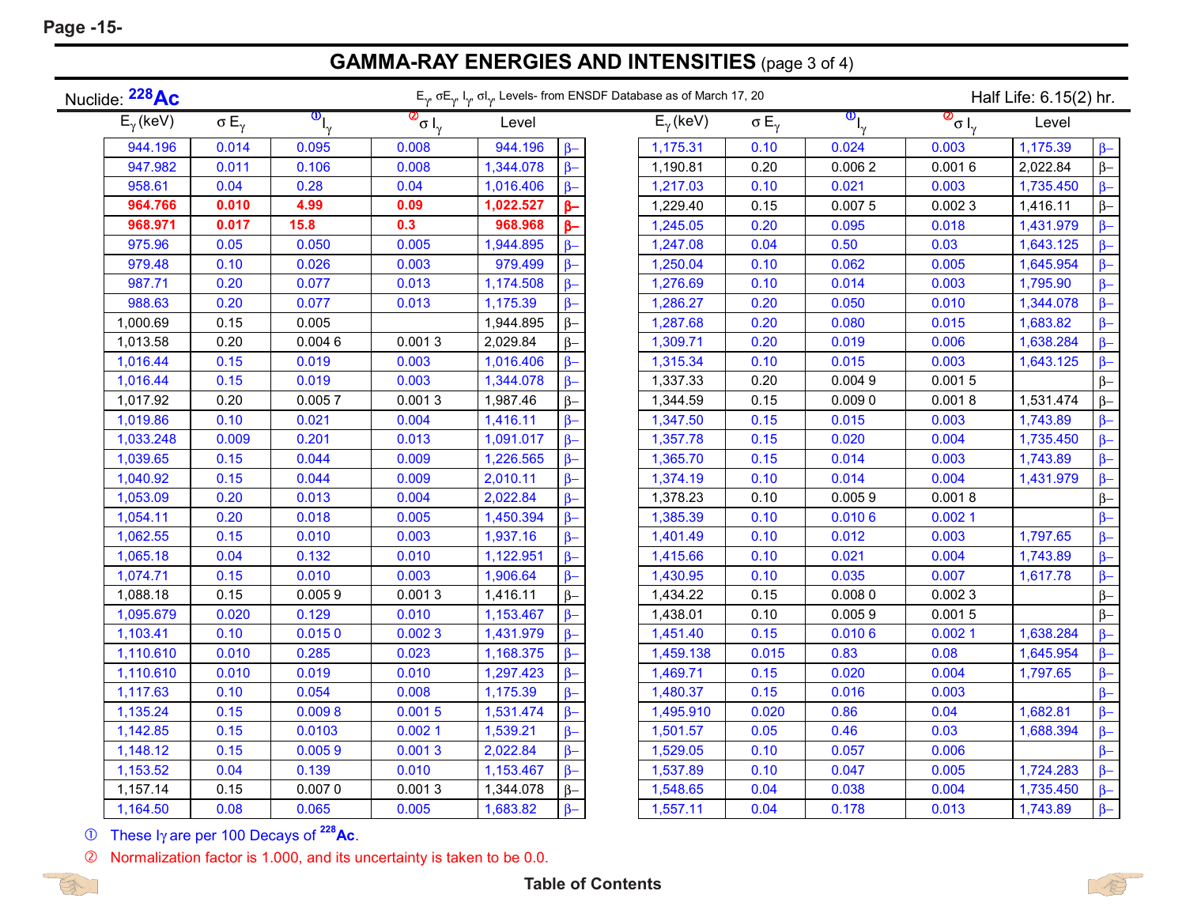# GAMMA-RAY ENERGIES AND INTENSITIES (page 3 of 4)

Nuclide: $^{228}$Ac — $E_\gamma$, $\sigma E_\gamma$, $I_\gamma$, $\sigma I_\gamma$, Levels- from ENSDF Database as of March 17, 20 — Half Life: 6.15(2) hr.

| $E_\gamma$ (keV) | $\sigma E_\gamma$ | ① $I_\gamma$ | ② $\sigma I_\gamma$ | Level | |
|---|---|---|---|---|---|
| 944.196 | 0.014 | 0.095 | 0.008 | 944.196 | β– |
| 947.982 | 0.011 | 0.106 | 0.008 | 1,344.078 | β– |
| 958.61 | 0.04 | 0.28 | 0.04 | 1,016.406 | β– |
| **964.766** | **0.010** | **4.99** | **0.09** | **1,022.527** | **β–** |
| **968.971** | **0.017** | **15.8** | **0.3** | **968.968** | **β–** |
| 975.96 | 0.05 | 0.050 | 0.005 | 1,944.895 | β– |
| 979.48 | 0.10 | 0.026 | 0.003 | 979.499 | β– |
| 987.71 | 0.20 | 0.077 | 0.013 | 1,174.508 | β– |
| 988.63 | 0.20 | 0.077 | 0.013 | 1,175.39 | β– |
| 1,000.69 | 0.15 | 0.005 | | 1,944.895 | β– |
| 1,013.58 | 0.20 | 0.004 6 | 0.001 3 | 2,029.84 | β– |
| 1,016.44 | 0.15 | 0.019 | 0.003 | 1,016.406 | β– |
| 1,016.44 | 0.15 | 0.019 | 0.003 | 1,344.078 | β– |
| 1,017.92 | 0.20 | 0.005 7 | 0.001 3 | 1,987.46 | β– |
| 1,019.86 | 0.10 | 0.021 | 0.004 | 1,416.11 | β– |
| 1,033.248 | 0.009 | 0.201 | 0.013 | 1,091.017 | β– |
| 1,039.65 | 0.15 | 0.044 | 0.009 | 1,226.565 | β– |
| 1,040.92 | 0.15 | 0.044 | 0.009 | 2,010.11 | β– |
| 1,053.09 | 0.20 | 0.013 | 0.004 | 2,022.84 | β– |
| 1,054.11 | 0.20 | 0.018 | 0.005 | 1,450.394 | β– |
| 1,062.55 | 0.15 | 0.010 | 0.003 | 1,937.16 | β– |
| 1,065.18 | 0.04 | 0.132 | 0.010 | 1,122.951 | β– |
| 1,074.71 | 0.15 | 0.010 | 0.003 | 1,906.64 | β– |
| 1,088.18 | 0.15 | 0.005 9 | 0.001 3 | 1,416.11 | β– |
| 1,095.679 | 0.020 | 0.129 | 0.010 | 1,153.467 | β– |
| 1,103.41 | 0.10 | 0.015 0 | 0.002 3 | 1,431.979 | β– |
| 1,110.610 | 0.010 | 0.285 | 0.023 | 1,168.375 | β– |
| 1,110.610 | 0.010 | 0.019 | 0.010 | 1,297.423 | β– |
| 1,117.63 | 0.10 | 0.054 | 0.008 | 1,175.39 | β– |
| 1,135.24 | 0.15 | 0.009 8 | 0.001 5 | 1,531.474 | β– |
| 1,142.85 | 0.15 | 0.0103 | 0.002 1 | 1,539.21 | β– |
| 1,148.12 | 0.15 | 0.005 9 | 0.001 3 | 2,022.84 | β– |
| 1,153.52 | 0.04 | 0.139 | 0.010 | 1,153.467 | β– |
| 1,157.14 | 0.15 | 0.007 0 | 0.001 3 | 1,344.078 | β– |
| 1,164.50 | 0.08 | 0.065 | 0.005 | 1,683.82 | β– |
| 1,175.31 | 0.10 | 0.024 | 0.003 | 1,175.39 | β– |
| 1,190.81 | 0.20 | 0.006 2 | 0.001 6 | 2,022.84 | β– |
| 1,217.03 | 0.10 | 0.021 | 0.003 | 1,735.450 | β– |
| 1,229.40 | 0.15 | 0.007 5 | 0.002 3 | 1,416.11 | β– |
| 1,245.05 | 0.20 | 0.095 | 0.018 | 1,431.979 | β– |
| 1,247.08 | 0.04 | 0.50 | 0.03 | 1,643.125 | β– |
| 1,250.04 | 0.10 | 0.062 | 0.005 | 1,645.954 | β– |
| 1,276.69 | 0.10 | 0.014 | 0.003 | 1,795.90 | β– |
| 1,286.27 | 0.20 | 0.050 | 0.010 | 1,344.078 | β– |
| 1,287.68 | 0.20 | 0.080 | 0.015 | 1,683.82 | β– |
| 1,309.71 | 0.20 | 0.019 | 0.006 | 1,638.284 | β– |
| 1,315.34 | 0.10 | 0.015 | 0.003 | 1,643.125 | β– |
| 1,337.33 | 0.20 | 0.004 9 | 0.001 5 | | β– |
| 1,344.59 | 0.15 | 0.009 0 | 0.001 8 | 1,531.474 | β– |
| 1,347.50 | 0.15 | 0.015 | 0.003 | 1,743.89 | β– |
| 1,357.78 | 0.15 | 0.020 | 0.004 | 1,735.450 | β– |
| 1,365.70 | 0.15 | 0.014 | 0.003 | 1,743.89 | β– |
| 1,374.19 | 0.10 | 0.014 | 0.004 | 1,431.979 | β– |
| 1,378.23 | 0.10 | 0.005 9 | 0.001 8 | | β– |
| 1,385.39 | 0.10 | 0.010 6 | 0.002 1 | | β– |
| 1,401.49 | 0.10 | 0.012 | 0.003 | 1,797.65 | β– |
| 1,415.66 | 0.10 | 0.021 | 0.004 | 1,743.89 | β– |
| 1,430.95 | 0.10 | 0.035 | 0.007 | 1,617.78 | β– |
| 1,434.22 | 0.15 | 0.008 0 | 0.002 3 | | β– |
| 1,438.01 | 0.10 | 0.005 9 | 0.001 5 | | β– |
| 1,451.40 | 0.15 | 0.010 6 | 0.002 1 | 1,638.284 | β– |
| 1,459.138 | 0.015 | 0.83 | 0.08 | 1,645.954 | β– |
| 1,469.71 | 0.15 | 0.020 | 0.004 | 1,797.65 | β– |
| 1,480.37 | 0.15 | 0.016 | 0.003 | | β– |
| 1,495.910 | 0.020 | 0.86 | 0.04 | 1,682.81 | β– |
| 1,501.57 | 0.05 | 0.46 | 0.03 | 1,688.394 | β– |
| 1,529.05 | 0.10 | 0.057 | 0.006 | | β– |
| 1,537.89 | 0.10 | 0.047 | 0.005 | 1,724.283 | β– |
| 1,548.65 | 0.04 | 0.038 | 0.004 | 1,735.450 | β– |
| 1,557.11 | 0.04 | 0.178 | 0.013 | 1,743.89 | β– |

① These $I_\gamma$ are per 100 Decays of $^{228}$Ac.

② Normalization factor is 1.000, and its uncertainty is taken to be 0.0.

Table of Contents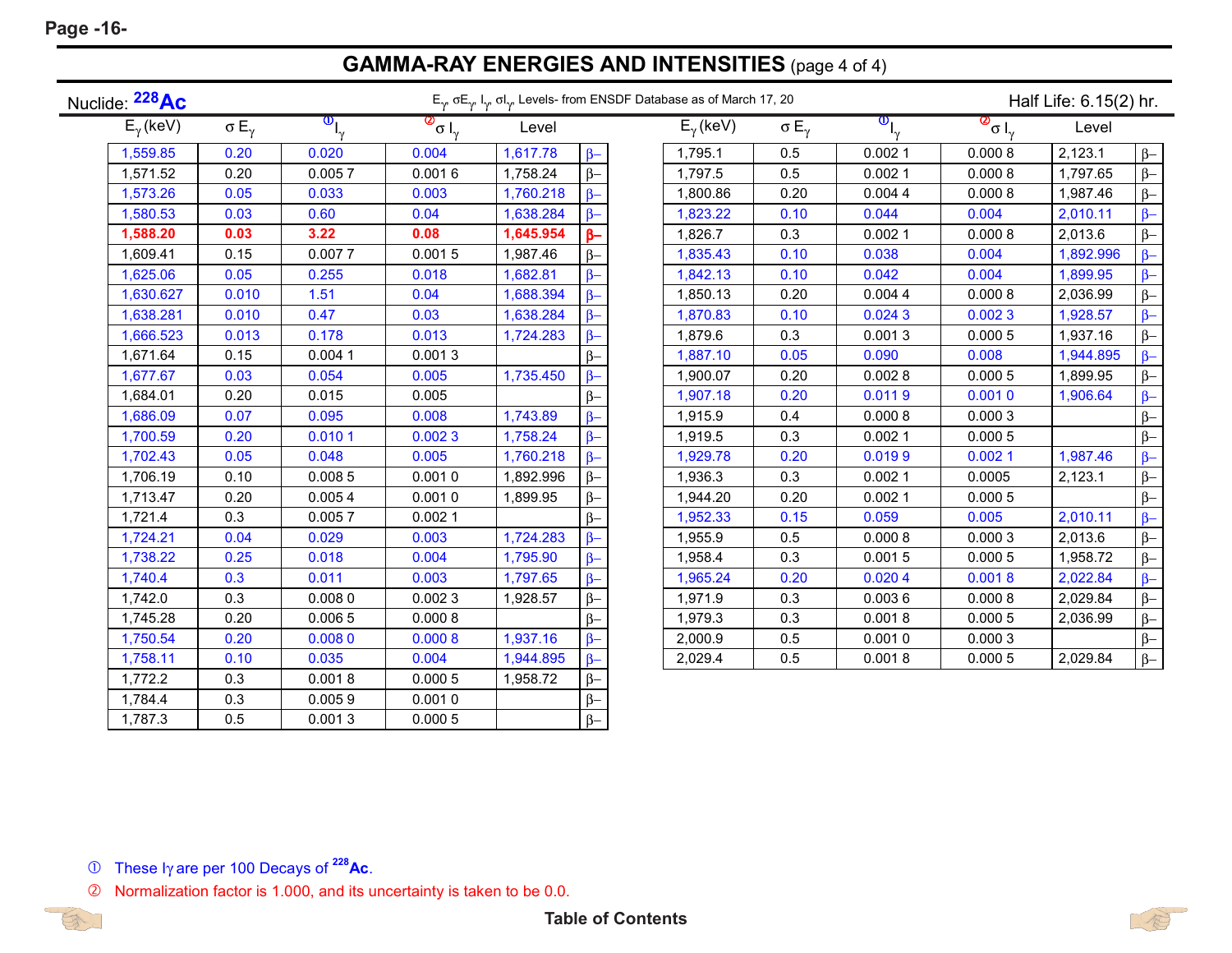# GAMMA-RAY ENERGIES AND INTENSITIES (page 4 of 4)

Nuclide: $^{228}$Ac

$E_\gamma$, $\sigma E_\gamma$, $I_\gamma$, $\sigma I_\gamma$, Levels- from ENSDF Database as of March 17, 20

Half Life: 6.15(2) hr.

| $E_\gamma$ (keV) | $\sigma E_\gamma$ | ① $I_\gamma$ | ② $\sigma I_\gamma$ | Level | |
|---|---|---|---|---|---|
| 1,559.85 | 0.20 | 0.020 | 0.004 | 1,617.78 | β– |
| 1,571.52 | 0.20 | 0.005 7 | 0.001 6 | 1,758.24 | β– |
| 1,573.26 | 0.05 | 0.033 | 0.003 | 1,760.218 | β– |
| 1,580.53 | 0.03 | 0.60 | 0.04 | 1,638.284 | β– |
| **1,588.20** | **0.03** | **3.22** | **0.08** | **1,645.954** | **β–** |
| 1,609.41 | 0.15 | 0.007 7 | 0.001 5 | 1,987.46 | β– |
| 1,625.06 | 0.05 | 0.255 | 0.018 | 1,682.81 | β– |
| 1,630.627 | 0.010 | 1.51 | 0.04 | 1,688.394 | β– |
| 1,638.281 | 0.010 | 0.47 | 0.03 | 1,638.284 | β– |
| 1,666.523 | 0.013 | 0.178 | 0.013 | 1,724.283 | β– |
| 1,671.64 | 0.15 | 0.004 1 | 0.001 3 | | β– |
| 1,677.67 | 0.03 | 0.054 | 0.005 | 1,735.450 | β– |
| 1,684.01 | 0.20 | 0.015 | 0.005 | | β– |
| 1,686.09 | 0.07 | 0.095 | 0.008 | 1,743.89 | β– |
| 1,700.59 | 0.20 | 0.010 1 | 0.002 3 | 1,758.24 | β– |
| 1,702.43 | 0.05 | 0.048 | 0.005 | 1,760.218 | β– |
| 1,706.19 | 0.10 | 0.008 5 | 0.001 0 | 1,892.996 | β– |
| 1,713.47 | 0.20 | 0.005 4 | 0.001 0 | 1,899.95 | β– |
| 1,721.4 | 0.3 | 0.005 7 | 0.002 1 | | β– |
| 1,724.21 | 0.04 | 0.029 | 0.003 | 1,724.283 | β– |
| 1,738.22 | 0.25 | 0.018 | 0.004 | 1,795.90 | β– |
| 1,740.4 | 0.3 | 0.011 | 0.003 | 1,797.65 | β– |
| 1,742.0 | 0.3 | 0.008 0 | 0.002 3 | 1,928.57 | β– |
| 1,745.28 | 0.20 | 0.006 5 | 0.000 8 | | β– |
| 1,750.54 | 0.20 | 0.008 0 | 0.000 8 | 1,937.16 | β– |
| 1,758.11 | 0.10 | 0.035 | 0.004 | 1,944.895 | β– |
| 1,772.2 | 0.3 | 0.001 8 | 0.000 5 | 1,958.72 | β– |
| 1,784.4 | 0.3 | 0.005 9 | 0.001 0 | | β– |
| 1,787.3 | 0.5 | 0.001 3 | 0.000 5 | | β– |
| 1,795.1 | 0.5 | 0.002 1 | 0.000 8 | 2,123.1 | β– |
| 1,797.5 | 0.5 | 0.002 1 | 0.000 8 | 1,797.65 | β– |
| 1,800.86 | 0.20 | 0.004 4 | 0.000 8 | 1,987.46 | β– |
| 1,823.22 | 0.10 | 0.044 | 0.004 | 2,010.11 | β– |
| 1,826.7 | 0.3 | 0.002 1 | 0.000 8 | 2,013.6 | β– |
| 1,835.43 | 0.10 | 0.038 | 0.004 | 1,892.996 | β– |
| 1,842.13 | 0.10 | 0.042 | 0.004 | 1,899.95 | β– |
| 1,850.13 | 0.20 | 0.004 4 | 0.000 8 | 2,036.99 | β– |
| 1,870.83 | 0.10 | 0.024 3 | 0.002 3 | 1,928.57 | β– |
| 1,879.6 | 0.3 | 0.001 3 | 0.000 5 | 1,937.16 | β– |
| 1,887.10 | 0.05 | 0.090 | 0.008 | 1,944.895 | β– |
| 1,900.07 | 0.20 | 0.002 8 | 0.000 5 | 1,899.95 | β– |
| 1,907.18 | 0.20 | 0.011 9 | 0.001 0 | 1,906.64 | β– |
| 1,915.9 | 0.4 | 0.000 8 | 0.000 3 | | β– |
| 1,919.5 | 0.3 | 0.002 1 | 0.000 5 | | β– |
| 1,929.78 | 0.20 | 0.019 9 | 0.002 1 | 1,987.46 | β– |
| 1,936.3 | 0.3 | 0.002 1 | 0.0005 | 2,123.1 | β– |
| 1,944.20 | 0.20 | 0.002 1 | 0.000 5 | | β– |
| 1,952.33 | 0.15 | 0.059 | 0.005 | 2,010.11 | β– |
| 1,955.9 | 0.5 | 0.000 8 | 0.000 3 | 2,013.6 | β– |
| 1,958.4 | 0.3 | 0.001 5 | 0.000 5 | 1,958.72 | β– |
| 1,965.24 | 0.20 | 0.020 4 | 0.001 8 | 2,022.84 | β– |
| 1,971.9 | 0.3 | 0.003 6 | 0.000 8 | 2,029.84 | β– |
| 1,979.3 | 0.3 | 0.001 8 | 0.000 5 | 2,036.99 | β– |
| 2,000.9 | 0.5 | 0.001 0 | 0.000 3 | | β– |
| 2,029.4 | 0.5 | 0.001 8 | 0.000 5 | 2,029.84 | β– |

① These Iγ are per 100 Decays of $^{228}$Ac.

② Normalization factor is 1.000, and its uncertainty is taken to be 0.0.

Table of Contents